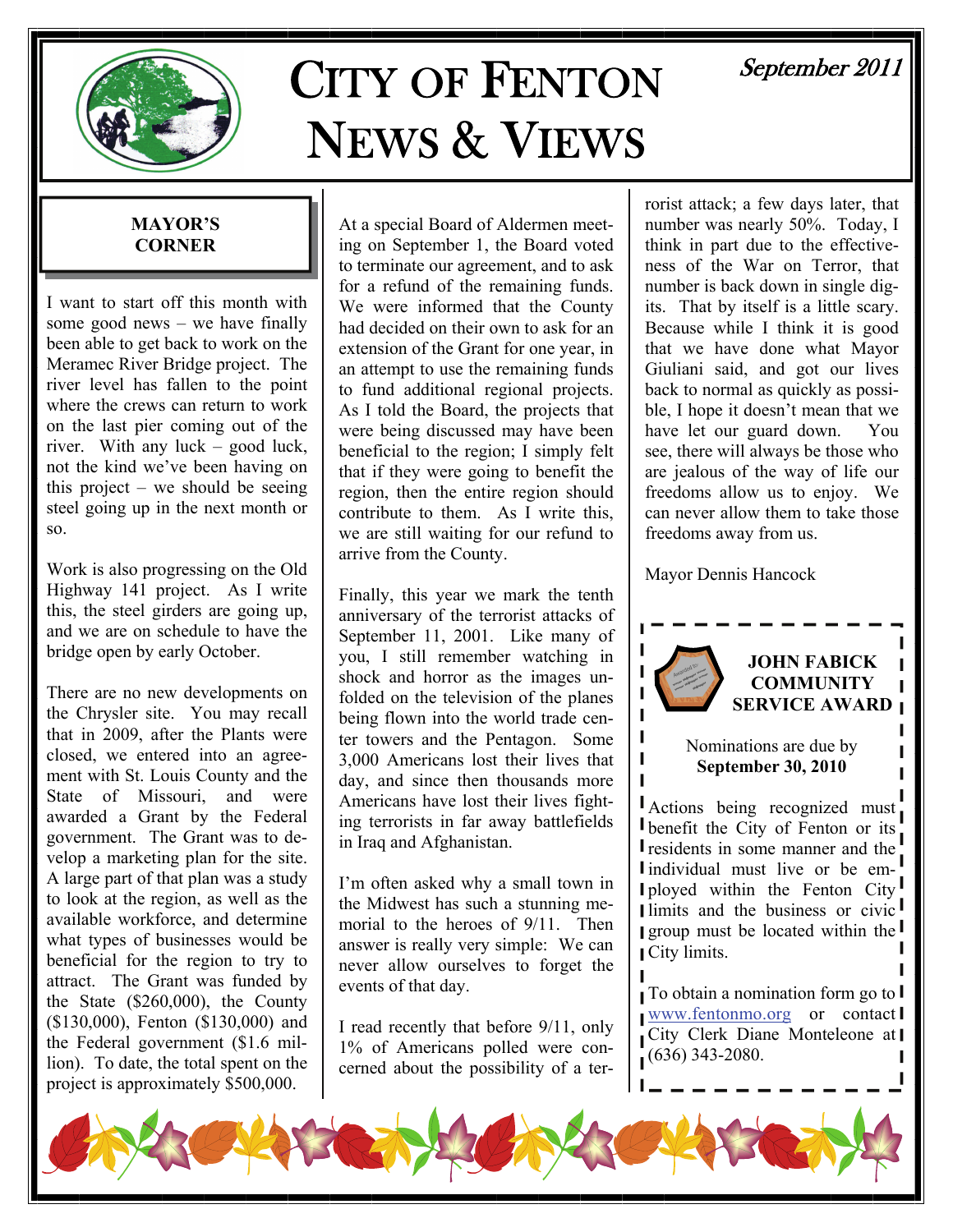# CITY OF FENTON NEWS & VIEWS

*September 2011*

## MAYOR'S CORNER

I want to start off this month with some good news – we have finally been able to get back to work on the Meramec River Bridge project. The river level has fallen to the point where the crews can return to work on the last pier coming out of the river. With any luck – good luck, not the kind we've been having on this project – we should be seeing steel going up in the next month or so.

Work is also progressing on the Old Highway 141 project. As I write this, the steel girders are going up, and we are on schedule to have the bridge open by early October.

There are no new developments on the Chrysler site. You may recall that in 2009, after the Plants were closed, we entered into an agreement with St. Louis County and the State of Missouri, and were awarded a Grant by the Federal government. The Grant was to develop a marketing plan for the site. A large part of that plan was a study to look at the region, as well as the available workforce, and determine what types of businesses would be beneficial for the region to try to attract. The Grant was funded by the State ($260,000), the County ($130,000), Fenton ($130,000) and the Federal government ($1.6 million). To date, the total spent on the project is approximately $500,000.

At a special Board of Aldermen meeting on September 1, the Board voted to terminate our agreement, and to ask for a refund of the remaining funds. We were informed that the County had decided on their own to ask for an extension of the Grant for one year, in an attempt to use the remaining funds to fund additional regional projects. As I told the Board, the projects that were being discussed may have been beneficial to the region; I simply felt that if they were going to benefit the region, then the entire region should contribute to them. As I write this, we are still waiting for our refund to arrive from the County.

Finally, this year we mark the tenth anniversary of the terrorist attacks of September 11, 2001. Like many of you, I still remember watching in shock and horror as the images unfolded on the television of the planes being flown into the world trade center towers and the Pentagon. Some 3,000 Americans lost their lives that day, and since then thousands more Americans have lost their lives fighting terrorists in far away battlefields in Iraq and Afghanistan.

I'm often asked why a small town in the Midwest has such a stunning memorial to the heroes of 9/11. Then answer is really very simple: We can never allow ourselves to forget the events of that day.

I read recently that before 9/11, only 1% of Americans polled were concerned about the possibility of a terrorist attack; a few days later, that number was nearly 50%. Today, I think in part due to the effectiveness of the War on Terror, that number is back down in single digits. That by itself is a little scary. Because while I think it is good that we have done what Mayor Giuliani said, and got our lives back to normal as quickly as possible, I hope it doesn't mean that we have let our guard down. You see, there will always be those who are jealous of the way of life our freedoms allow us to enjoy. We can never allow them to take those freedoms away from us.

Mayor Dennis Hancock

## JOHN FABICK COMMUNITY SERVICE AWARD

Nominations are due by **September 30, 2010**

Actions being recognized must benefit the City of Fenton or its residents in some manner and the individual must live or be employed within the Fenton City limits and the business or civic group must be located within the City limits.

To obtain a nomination form go to www.fentonmo.org or contact City Clerk Diane Monteleone at (636) 343-2080.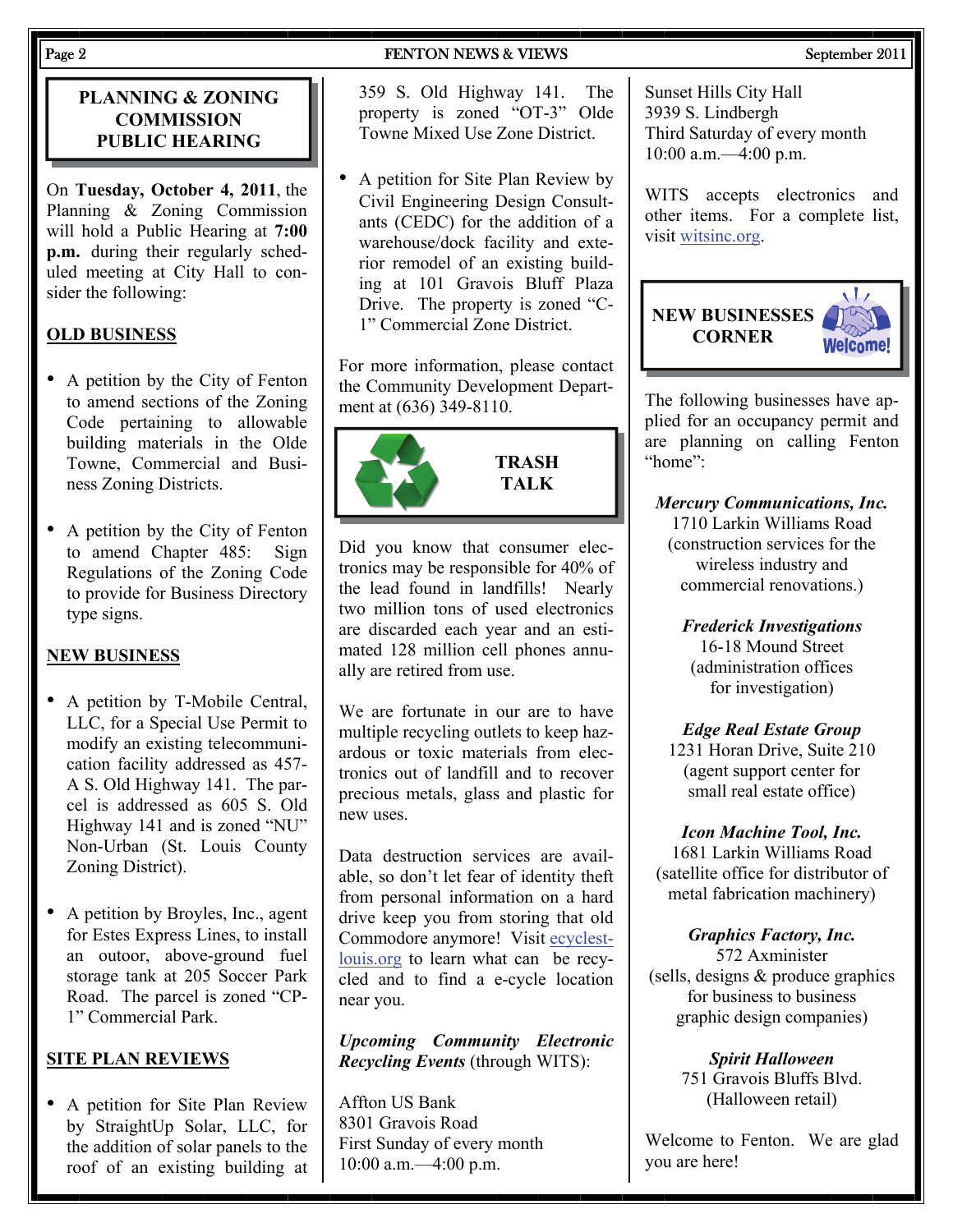## PLANNING & ZONING COMMISSION PUBLIC HEARING

On **Tuesday, October 4, 2011**, the Planning & Zoning Commission will hold a Public Hearing at **7:00 p.m.** during their regularly scheduled meeting at City Hall to consider the following:

**OLD BUSINESS**

- A petition by the City of Fenton to amend sections of the Zoning Code pertaining to allowable building materials in the Olde Towne, Commercial and Business Zoning Districts.
- A petition by the City of Fenton to amend Chapter 485: Sign Regulations of the Zoning Code to provide for Business Directory type signs.

**NEW BUSINESS**

- A petition by T-Mobile Central, LLC, for a Special Use Permit to modify an existing telecommunication facility addressed as 457-A S. Old Highway 141. The parcel is addressed as 605 S. Old Highway 141 and is zoned "NU" Non-Urban (St. Louis County Zoning District).
- A petition by Broyles, Inc., agent for Estes Express Lines, to install an outoor, above-ground fuel storage tank at 205 Soccer Park Road. The parcel is zoned "CP-1" Commercial Park.

**SITE PLAN REVIEWS**

- A petition for Site Plan Review by StraightUp Solar, LLC, for the addition of solar panels to the roof of an existing building at 359 S. Old Highway 141. The property is zoned "OT-3" Olde Towne Mixed Use Zone District.
- A petition for Site Plan Review by Civil Engineering Design Consultants (CEDC) for the addition of a warehouse/dock facility and exterior remodel of an existing building at 101 Gravois Bluff Plaza Drive. The property is zoned "C-1" Commercial Zone District.

For more information, please contact the Community Development Department at (636) 349-8110.

## TRASH TALK

Did you know that consumer electronics may be responsible for 40% of the lead found in landfills! Nearly two million tons of used electronics are discarded each year and an estimated 128 million cell phones annually are retired from use.

We are fortunate in our are to have multiple recycling outlets to keep hazardous or toxic materials from electronics out of landfill and to recover precious metals, glass and plastic for new uses.

Data destruction services are available, so don't let fear of identity theft from personal information on a hard drive keep you from storing that old Commodore anymore! Visit ecyclest-louis.org to learn what can be recycled and to find a e-cycle location near you.

***Upcoming Community Electronic Recycling Events*** (through WITS):

Affton US Bank
8301 Gravois Road
First Sunday of every month
10:00 a.m.—4:00 p.m.

Sunset Hills City Hall
3939 S. Lindbergh
Third Saturday of every month
10:00 a.m.—4:00 p.m.

WITS accepts electronics and other items. For a complete list, visit witsinc.org.

## NEW BUSINESSES CORNER

The following businesses have applied for an occupancy permit and are planning on calling Fenton "home":

***Mercury Communications, Inc.***
1710 Larkin Williams Road
(construction services for the wireless industry and commercial renovations.)

***Frederick Investigations***
16-18 Mound Street
(administration offices for investigation)

***Edge Real Estate Group***
1231 Horan Drive, Suite 210
(agent support center for small real estate office)

***Icon Machine Tool, Inc.***
1681 Larkin Williams Road
(satellite office for distributor of metal fabrication machinery)

***Graphics Factory, Inc.***
572 Axminister
(sells, designs & produce graphics for business to business graphic design companies)

***Spirit Halloween***
751 Gravois Bluffs Blvd.
(Halloween retail)

Welcome to Fenton. We are glad you are here!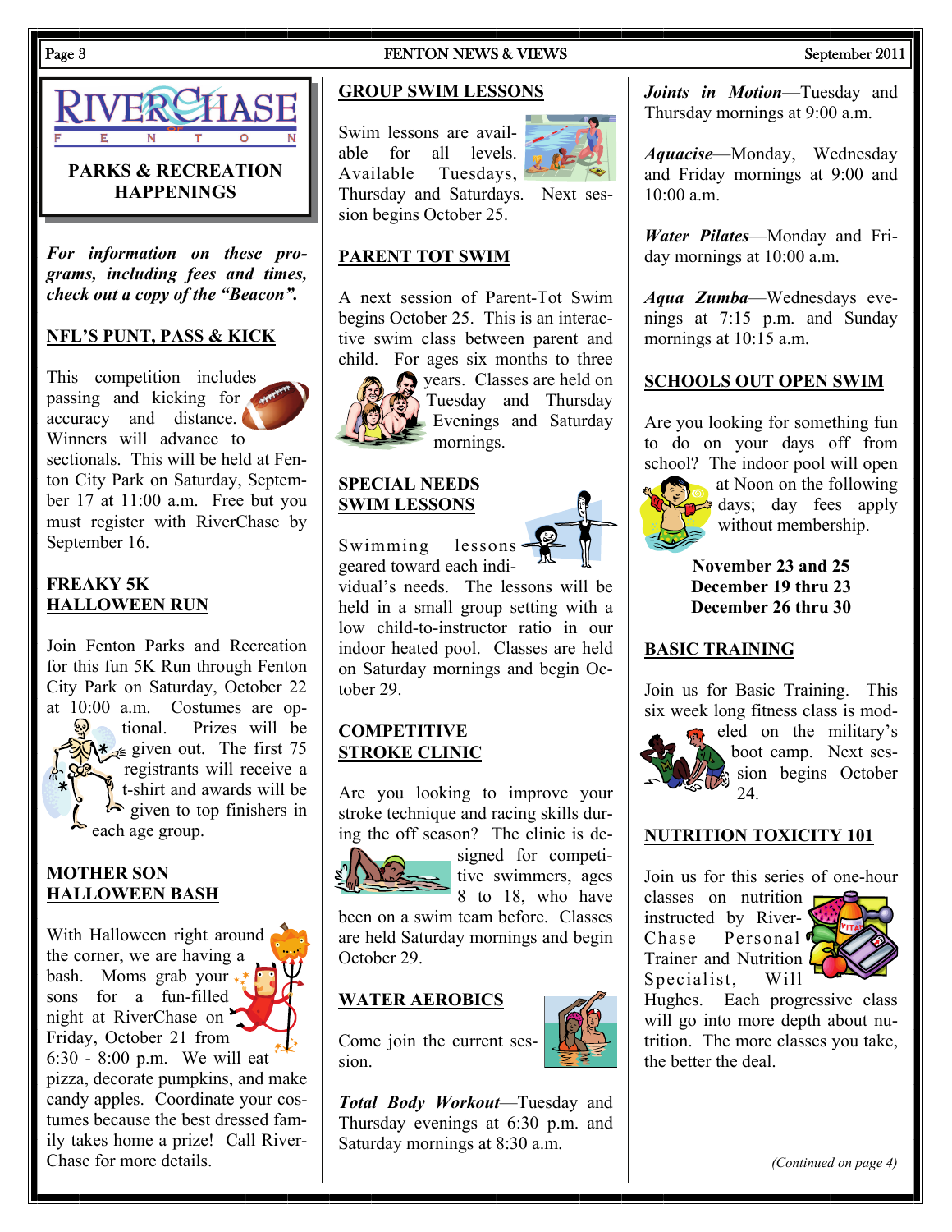# RIVERCHASE FENTON

## PARKS & RECREATION HAPPENINGS

***For information on these programs, including fees and times, check out a copy of the "Beacon".***

## NFL'S PUNT, PASS & KICK

This competition includes passing and kicking for accuracy and distance. Winners will advance to sectionals. This will be held at Fenton City Park on Saturday, September 17 at 11:00 a.m. Free but you must register with RiverChase by September 16.

## FREAKY 5K HALLOWEEN RUN

Join Fenton Parks and Recreation for this fun 5K Run through Fenton City Park on Saturday, October 22 at 10:00 a.m. Costumes are optional. Prizes will be given out. The first 75 registrants will receive a t-shirt and awards will be given to top finishers in each age group.

## MOTHER SON HALLOWEEN BASH

With Halloween right around the corner, we are having a bash. Moms grab your sons for a fun-filled night at RiverChase on Friday, October 21 from 6:30 - 8:00 p.m. We will eat pizza, decorate pumpkins, and make candy apples. Coordinate your costumes because the best dressed family takes home a prize! Call RiverChase for more details.

## GROUP SWIM LESSONS

Swim lessons are available for all levels. Available Tuesdays, Thursday and Saturdays. Next session begins October 25.

## PARENT TOT SWIM

A next session of Parent-Tot Swim begins October 25. This is an interactive swim class between parent and child. For ages six months to three years. Classes are held on Tuesday and Thursday Evenings and Saturday mornings.

## SPECIAL NEEDS SWIM LESSONS

Swimming lessons geared toward each individual's needs. The lessons will be held in a small group setting with a low child-to-instructor ratio in our indoor heated pool. Classes are held on Saturday mornings and begin October 29.

## COMPETITIVE STROKE CLINIC

Are you looking to improve your stroke technique and racing skills during the off season? The clinic is designed for competitive swimmers, ages 8 to 18, who have been on a swim team before. Classes are held Saturday mornings and begin October 29.

## WATER AEROBICS

Come join the current session.

***Total Body Workout***—Tuesday and Thursday evenings at 6:30 p.m. and Saturday mornings at 8:30 a.m.

***Joints in Motion***—Tuesday and Thursday mornings at 9:00 a.m.

***Aquacise***—Monday, Wednesday and Friday mornings at 9:00 and 10:00 a.m.

***Water Pilates***—Monday and Friday mornings at 10:00 a.m.

***Aqua Zumba***—Wednesdays evenings at 7:15 p.m. and Sunday mornings at 10:15 a.m.

## SCHOOLS OUT OPEN SWIM

Are you looking for something fun to do on your days off from school? The indoor pool will open at Noon on the following days; day fees apply without membership.

**November 23 and 25**
**December 19 thru 23**
**December 26 thru 30**

## BASIC TRAINING

Join us for Basic Training. This six week long fitness class is modeled on the military's boot camp. Next session begins October 24.

## NUTRITION TOXICITY 101

Join us for this series of one-hour classes on nutrition instructed by RiverChase Personal Trainer and Nutrition Specialist, Will Hughes. Each progressive class will go into more depth about nutrition. The more classes you take, the better the deal.

*(Continued on page 4)*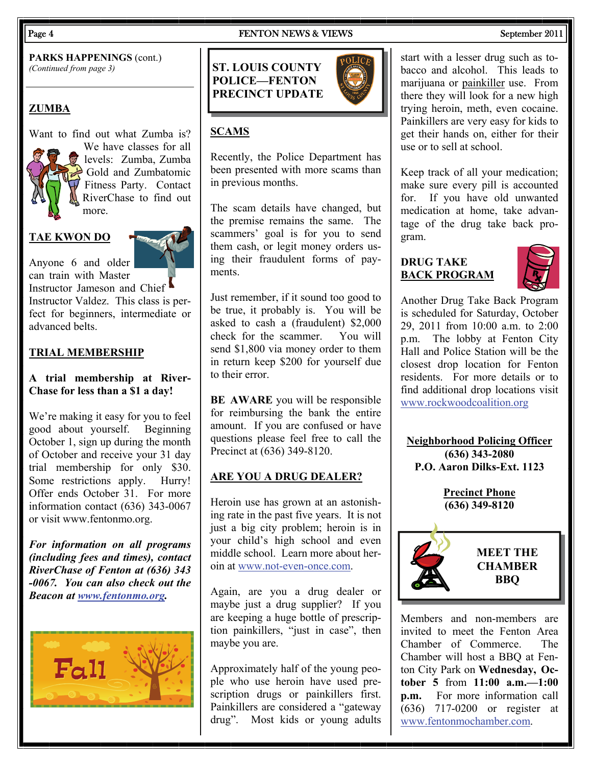**PARKS HAPPENINGS** (cont.)
*(Continued from page 3)*

---

## ZUMBA

Want to find out what Zumba is? We have classes for all levels: Zumba, Zumba Gold and Zumbatomic Fitness Party. Contact RiverChase to find out more.

## TAE KWON DO

Anyone 6 and older can train with Master Instructor Jameson and Chief Instructor Valdez. This class is perfect for beginners, intermediate or advanced belts.

## TRIAL MEMBERSHIP

**A trial membership at RiverChase for less than a $1 a day!**

We're making it easy for you to feel good about yourself. Beginning October 1, sign up during the month of October and receive your 31 day trial membership for only $30. Some restrictions apply. Hurry! Offer ends October 31. For more information contact (636) 343-0067 or visit www.fentonmo.org.

***For information on all programs (including fees and times), contact RiverChase of Fenton at (636) 343-0067. You can also check out the Beacon at www.fentonmo.org.***

# ST. LOUIS COUNTY POLICE—FENTON PRECINCT UPDATE

## SCAMS

Recently, the Police Department has been presented with more scams than in previous months.

The scam details have changed, but the premise remains the same. The scammers' goal is for you to send them cash, or legit money orders using their fraudulent forms of payments.

Just remember, if it sound too good to be true, it probably is. You will be asked to cash a (fraudulent) $2,000 check for the scammer. You will send $1,800 via money order to them in return keep $200 for yourself due to their error.

**BE AWARE** you will be responsible for reimbursing the bank the entire amount. If you are confused or have questions please feel free to call the Precinct at (636) 349-8120.

## ARE YOU A DRUG DEALER?

Heroin use has grown at an astonishing rate in the past five years. It is not just a big city problem; heroin is in your child's high school and even middle school. Learn more about heroin at www.not-even-once.com.

Again, are you a drug dealer or maybe just a drug supplier? If you are keeping a huge bottle of prescription painkillers, "just in case", then maybe you are.

Approximately half of the young people who use heroin have used prescription drugs or painkillers first. Painkillers are considered a "gateway drug". Most kids or young adults start with a lesser drug such as tobacco and alcohol. This leads to marijuana or painkiller use. From there they will look for a new high trying heroin, meth, even cocaine. Painkillers are very easy for kids to get their hands on, either for their use or to sell at school.

Keep track of all your medication; make sure every pill is accounted for. If you have old unwanted medication at home, take advantage of the drug take back program.

## DRUG TAKE BACK PROGRAM

Another Drug Take Back Program is scheduled for Saturday, October 29, 2011 from 10:00 a.m. to 2:00 p.m. The lobby at Fenton City Hall and Police Station will be the closest drop location for Fenton residents. For more details or to find additional drop locations visit www.rockwoodcoalition.org

**Neighborhood Policing Officer**
**(636) 343-2080**
**P.O. Aaron Dilks-Ext. 1123**

**Precinct Phone**
**(636) 349-8120**

# MEET THE CHAMBER BBQ

Members and non-members are invited to meet the Fenton Area Chamber of Commerce. The Chamber will host a BBQ at Fenton City Park on **Wednesday, October 5** from **11:00 a.m.—1:00 p.m.** For more information call (636) 717-0200 or register at www.fentonmochamber.com.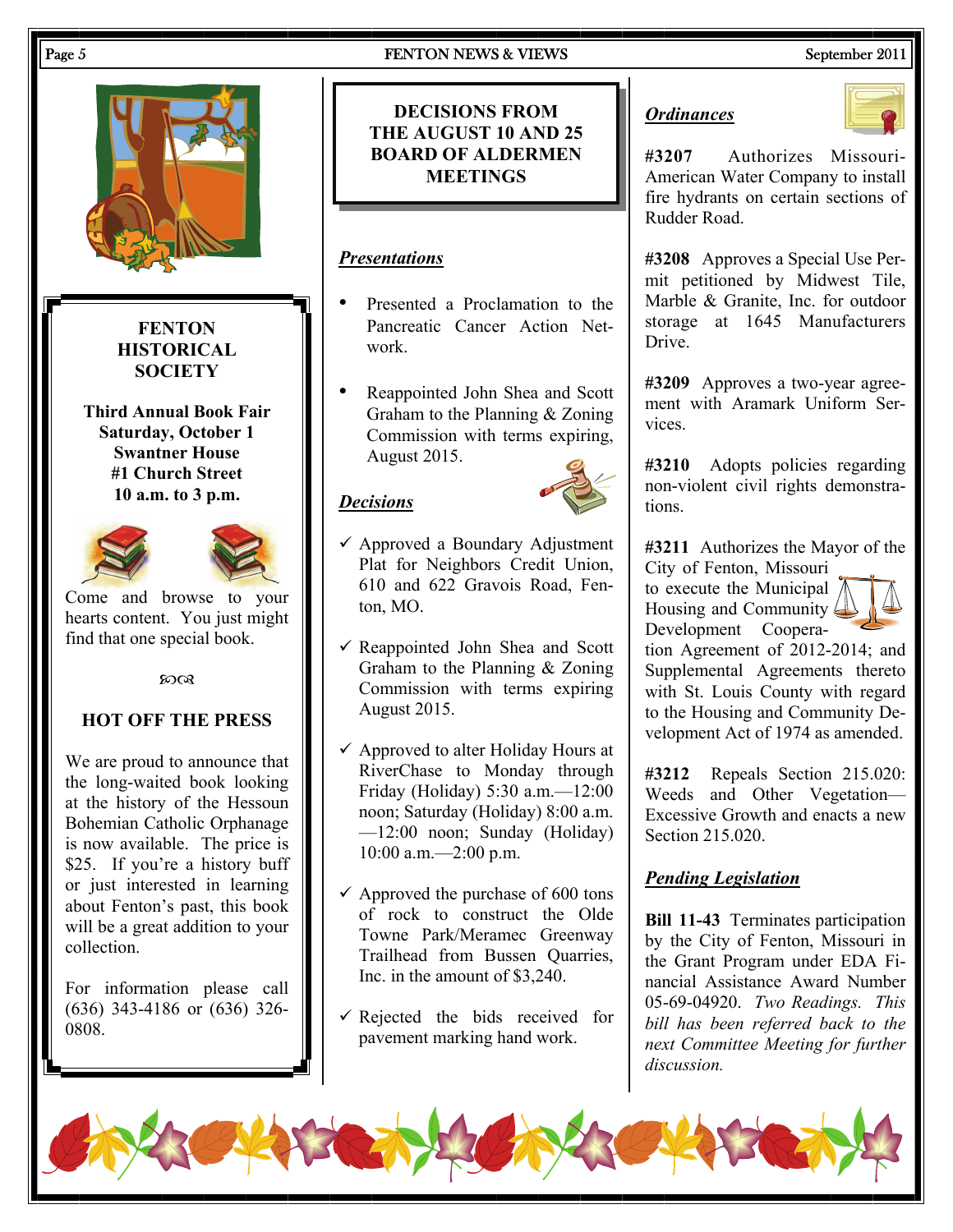## FENTON HISTORICAL SOCIETY

**Third Annual Book Fair**
**Saturday, October 1**
**Swantner House**
**#1 Church Street**
**10 a.m. to 3 p.m.**

Come and browse to your hearts content. You just might find that one special book.

### HOT OFF THE PRESS

We are proud to announce that the long-waited book looking at the history of the Hessoun Bohemian Catholic Orphanage is now available. The price is $25. If you're a history buff or just interested in learning about Fenton's past, this book will be a great addition to your collection.

For information please call (636) 343-4186 or (636) 326-0808.

## DECISIONS FROM THE AUGUST 10 AND 25 BOARD OF ALDERMEN MEETINGS

### *Presentations*

- Presented a Proclamation to the Pancreatic Cancer Action Network.
- Reappointed John Shea and Scott Graham to the Planning & Zoning Commission with terms expiring, August 2015.

### *Decisions*

- ✓ Approved a Boundary Adjustment Plat for Neighbors Credit Union, 610 and 622 Gravois Road, Fenton, MO.
- ✓ Reappointed John Shea and Scott Graham to the Planning & Zoning Commission with terms expiring August 2015.
- ✓ Approved to alter Holiday Hours at RiverChase to Monday through Friday (Holiday) 5:30 a.m.—12:00 noon; Saturday (Holiday) 8:00 a.m.—12:00 noon; Sunday (Holiday) 10:00 a.m.—2:00 p.m.
- ✓ Approved the purchase of 600 tons of rock to construct the Olde Towne Park/Meramec Greenway Trailhead from Bussen Quarries, Inc. in the amount of $3,240.
- ✓ Rejected the bids received for pavement marking hand work.

### *Ordinances*

**#3207** Authorizes Missouri-American Water Company to install fire hydrants on certain sections of Rudder Road.

**#3208** Approves a Special Use Permit petitioned by Midwest Tile, Marble & Granite, Inc. for outdoor storage at 1645 Manufacturers Drive.

**#3209** Approves a two-year agreement with Aramark Uniform Services.

**#3210** Adopts policies regarding non-violent civil rights demonstrations.

**#3211** Authorizes the Mayor of the City of Fenton, Missouri to execute the Municipal Housing and Community Development Cooperation Agreement of 2012-2014; and Supplemental Agreements thereto with St. Louis County with regard to the Housing and Community Development Act of 1974 as amended.

**#3212** Repeals Section 215.020: Weeds and Other Vegetation—Excessive Growth and enacts a new Section 215.020.

### *Pending Legislation*

**Bill 11-43** Terminates participation by the City of Fenton, Missouri in the Grant Program under EDA Financial Assistance Award Number 05-69-04920. *Two Readings. This bill has been referred back to the next Committee Meeting for further discussion.*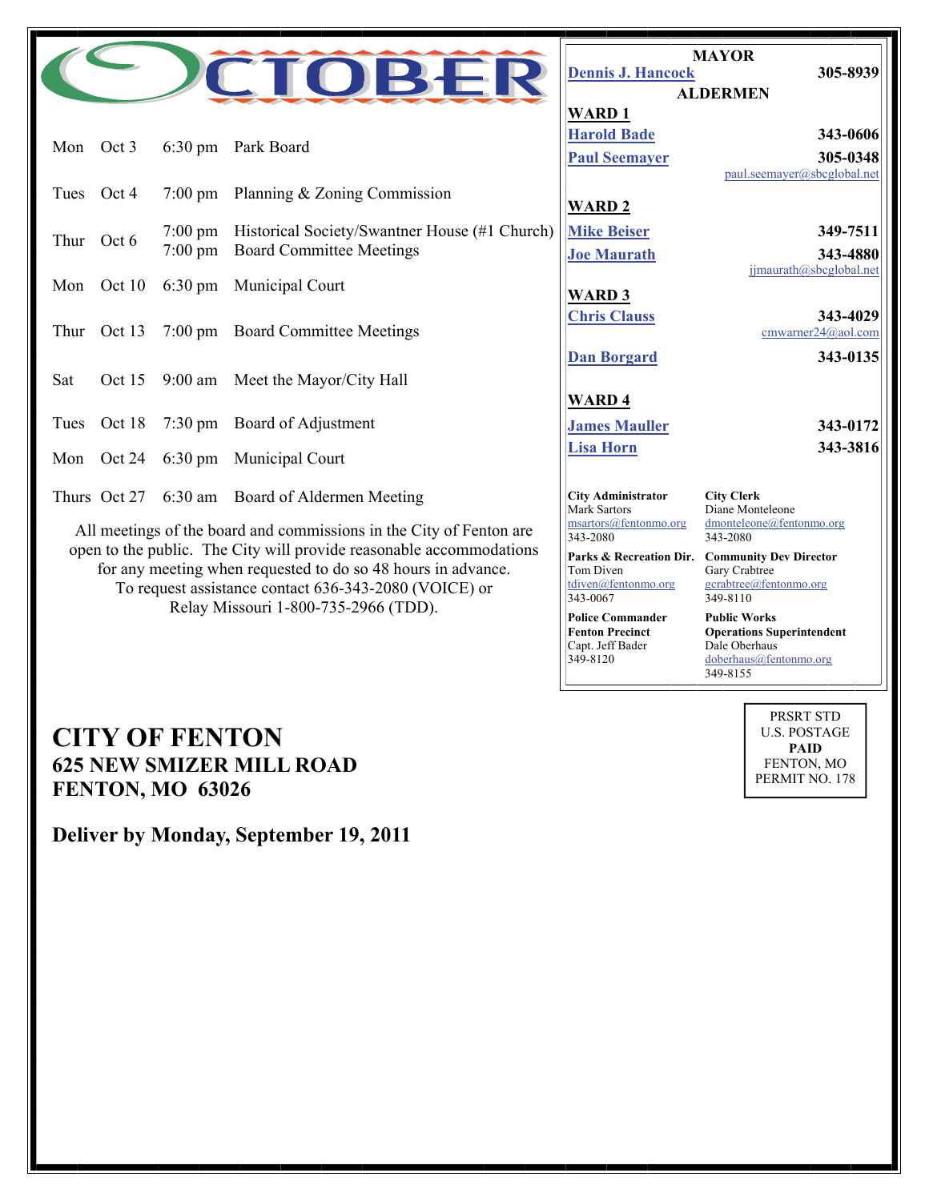# OCTOBER

| | | | |
|---|---|---|---|
| Mon | Oct 3 | 6:30 pm | Park Board |
| Tues | Oct 4 | 7:00 pm | Planning & Zoning Commission |
| Thur | Oct 6 | 7:00 pm<br>7:00 pm | Historical Society/Swantner House (#1 Church)<br>Board Committee Meetings |
| Mon | Oct 10 | 6:30 pm | Municipal Court |
| Thur | Oct 13 | 7:00 pm | Board Committee Meetings |
| Sat | Oct 15 | 9:00 am | Meet the Mayor/City Hall |
| Tues | Oct 18 | 7:30 pm | Board of Adjustment |
| Mon | Oct 24 | 6:30 pm | Municipal Court |
| Thurs | Oct 27 | 6:30 am | Board of Aldermen Meeting |

All meetings of the board and commissions in the City of Fenton are open to the public. The City will provide reasonable accommodations for any meeting when requested to do so 48 hours in advance. To request assistance contact 636-343-2080 (VOICE) or Relay Missouri 1-800-735-2966 (TDD).

**MAYOR**

**Dennis J. Hancock** **305-8939**

**ALDERMEN**

**WARD 1**

**Harold Bade** **343-0606**

**Paul Seemayer** **305-0348**
paul.seemayer@sbcglobal.net

**WARD 2**

**Mike Beiser** **349-7511**

**Joe Maurath** **343-4880**
jjmaurath@sbcglobal.net

**WARD 3**

**Chris Clauss** **343-4029**
cmwarner24@aol.com

**Dan Borgard** **343-0135**

**WARD 4**

**James Mauller** **343-0172**

**Lisa Horn** **343-3816**

**City Administrator**
Mark Sartors
msartors@fentonmo.org
343-2080

**City Clerk**
Diane Monteleone
dmonteleone@fentonmo.org
343-2080

**Parks & Recreation Dir.**
Tom Diven
tdiven@fentonmo.org
343-0067

**Community Dev Director**
Gary Crabtree
gcrabtree@fentonmo.org
349-8110

**Police Commander Fenton Precinct**
Capt. Jeff Bader
349-8120

**Public Works Operations Superintendent**
Dale Oberhaus
doberhaus@fentonmo.org
349-8155

# CITY OF FENTON
## 625 NEW SMIZER MILL ROAD
## FENTON, MO 63026

PRSRT STD
U.S. POSTAGE
**PAID**
FENTON, MO
PERMIT NO. 178

**Deliver by Monday, September 19, 2011**